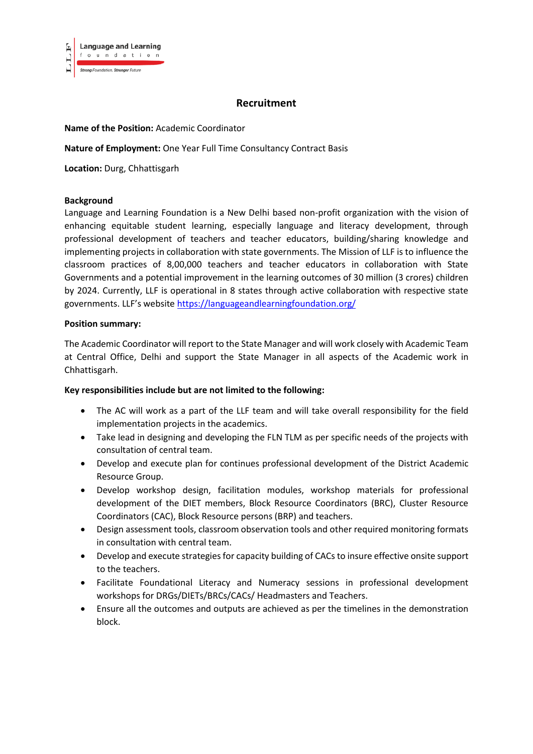Language and Learning
foundation
Strong Foundation, Stronger Future

# Recruitment

**Name of the Position:** Academic Coordinator

**Nature of Employment:** One Year Full Time Consultancy Contract Basis

**Location:** Durg, Chhattisgarh

**Background**

Language and Learning Foundation is a New Delhi based non-profit organization with the vision of enhancing equitable student learning, especially language and literacy development, through professional development of teachers and teacher educators, building/sharing knowledge and implementing projects in collaboration with state governments. The Mission of LLF is to influence the classroom practices of 8,00,000 teachers and teacher educators in collaboration with State Governments and a potential improvement in the learning outcomes of 30 million (3 crores) children by 2024. Currently, LLF is operational in 8 states through active collaboration with respective state governments. LLF's website https://languageandlearningfoundation.org/

**Position summary:**

The Academic Coordinator will report to the State Manager and will work closely with Academic Team at Central Office, Delhi and support the State Manager in all aspects of the Academic work in Chhattisgarh.

**Key responsibilities include but are not limited to the following:**

- The AC will work as a part of the LLF team and will take overall responsibility for the field implementation projects in the academics.
- Take lead in designing and developing the FLN TLM as per specific needs of the projects with consultation of central team.
- Develop and execute plan for continues professional development of the District Academic Resource Group.
- Develop workshop design, facilitation modules, workshop materials for professional development of the DIET members, Block Resource Coordinators (BRC), Cluster Resource Coordinators (CAC), Block Resource persons (BRP) and teachers.
- Design assessment tools, classroom observation tools and other required monitoring formats in consultation with central team.
- Develop and execute strategies for capacity building of CACs to insure effective onsite support to the teachers.
- Facilitate Foundational Literacy and Numeracy sessions in professional development workshops for DRGs/DIETs/BRCs/CACs/ Headmasters and Teachers.
- Ensure all the outcomes and outputs are achieved as per the timelines in the demonstration block.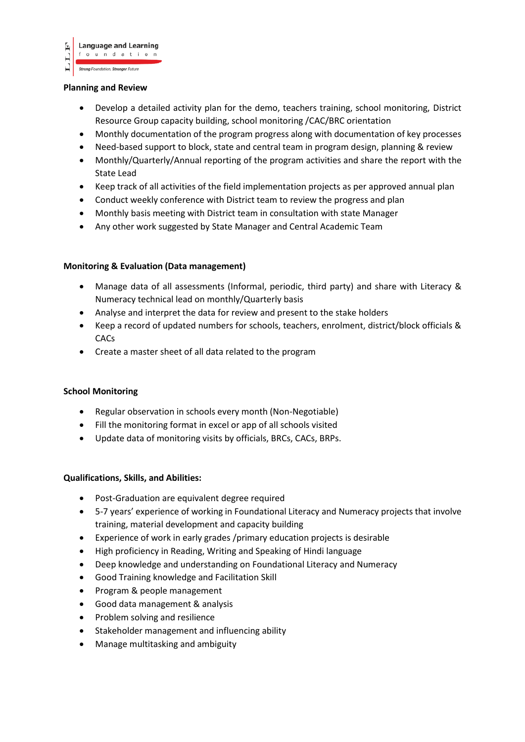**Planning and Review**

- Develop a detailed activity plan for the demo, teachers training, school monitoring, District Resource Group capacity building, school monitoring /CAC/BRC orientation
- Monthly documentation of the program progress along with documentation of key processes
- Need-based support to block, state and central team in program design, planning & review
- Monthly/Quarterly/Annual reporting of the program activities and share the report with the State Lead
- Keep track of all activities of the field implementation projects as per approved annual plan
- Conduct weekly conference with District team to review the progress and plan
- Monthly basis meeting with District team in consultation with state Manager
- Any other work suggested by State Manager and Central Academic Team

**Monitoring & Evaluation (Data management)**

- Manage data of all assessments (Informal, periodic, third party) and share with Literacy & Numeracy technical lead on monthly/Quarterly basis
- Analyse and interpret the data for review and present to the stake holders
- Keep a record of updated numbers for schools, teachers, enrolment, district/block officials & CACs
- Create a master sheet of all data related to the program

**School Monitoring**

- Regular observation in schools every month (Non-Negotiable)
- Fill the monitoring format in excel or app of all schools visited
- Update data of monitoring visits by officials, BRCs, CACs, BRPs.

**Qualifications, Skills, and Abilities:**

- Post-Graduation are equivalent degree required
- 5-7 years' experience of working in Foundational Literacy and Numeracy projects that involve training, material development and capacity building
- Experience of work in early grades /primary education projects is desirable
- High proficiency in Reading, Writing and Speaking of Hindi language
- Deep knowledge and understanding on Foundational Literacy and Numeracy
- Good Training knowledge and Facilitation Skill
- Program & people management
- Good data management & analysis
- Problem solving and resilience
- Stakeholder management and influencing ability
- Manage multitasking and ambiguity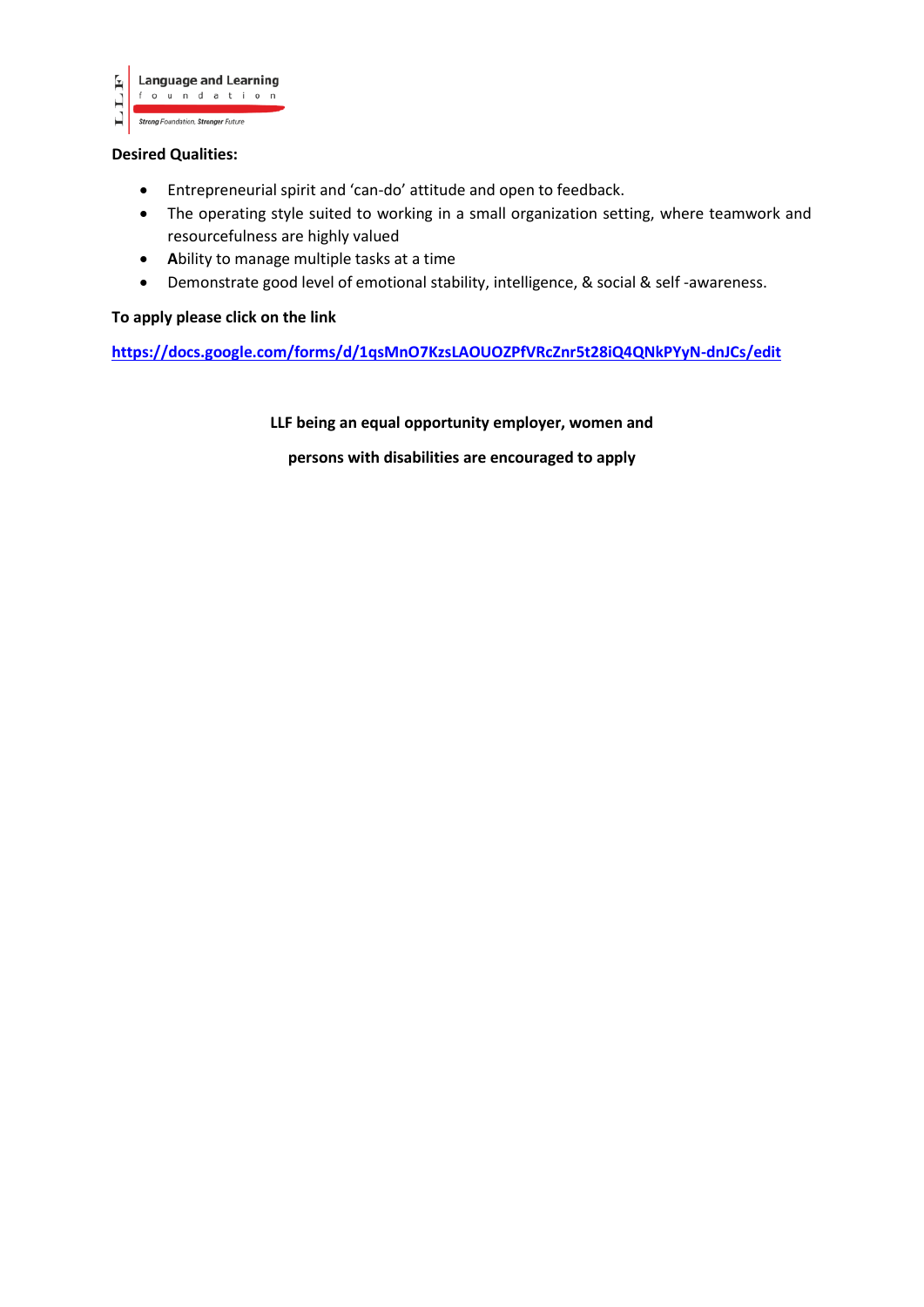**Desired Qualities:**

- Entrepreneurial spirit and 'can-do' attitude and open to feedback.
- The operating style suited to working in a small organization setting, where teamwork and resourcefulness are highly valued
- **A**bility to manage multiple tasks at a time
- Demonstrate good level of emotional stability, intelligence, & social & self -awareness.

**To apply please click on the link**

**https://docs.google.com/forms/d/1qsMnO7KzsLAOUOZPfVRcZnr5t28iQ4QNkPYyN-dnJCs/edit**

**LLF being an equal opportunity employer, women and**

**persons with disabilities are encouraged to apply**